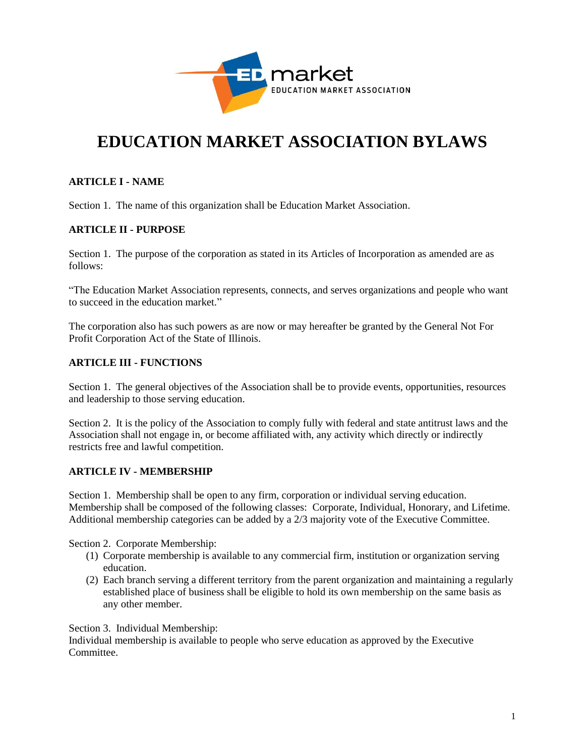# EDUCATION MARKET ASSOCIATION BYLAWS

### ARTICLE I - NAME

Section 1. The name of this organization shall be Education Market Association.

### ARTICLE II - PURPOSE

Section 1. The purpose of the corporation as stated in its Articles of Incorporation as amended are as follows:

"The Education Market Association represents, connects, and serves organizations and people who want to succeed in the education market."

The corporation also has such powers as are now or may hereafter be granted by the General Not For Profit Corporation Act of the State of Illinois.

### ARTICLE III - FUNCTIONS

Section 1. The general objectives of the Association shall be to provide events, opportunities, resources and leadership to those serving education.

Section 2. It is the policy of the Association to comply fully with federal and state antitrust laws and the Association shall not engage in, or become affiliated with, any activity which directly or indirectly restricts free and lawful competition.

### ARTICLE IV - MEMBERSHIP

Section 1. Membership shall be open to any firm, corporation or individual serving education. Membership shall be composed of the following classes: Corporate, Individual, Honorary, and Lifetime. Additional membership categories can be added by a 2/3 majority vote of the Executive Committee.

Section 2. Corporate Membership:

(1) Corporate membership is available to any commercial firm, institution or organization serving education.
(2) Each branch serving a different territory from the parent organization and maintaining a regularly established place of business shall be eligible to hold its own membership on the same basis as any other member.

Section 3. Individual Membership:
Individual membership is available to people who serve education as approved by the Executive Committee.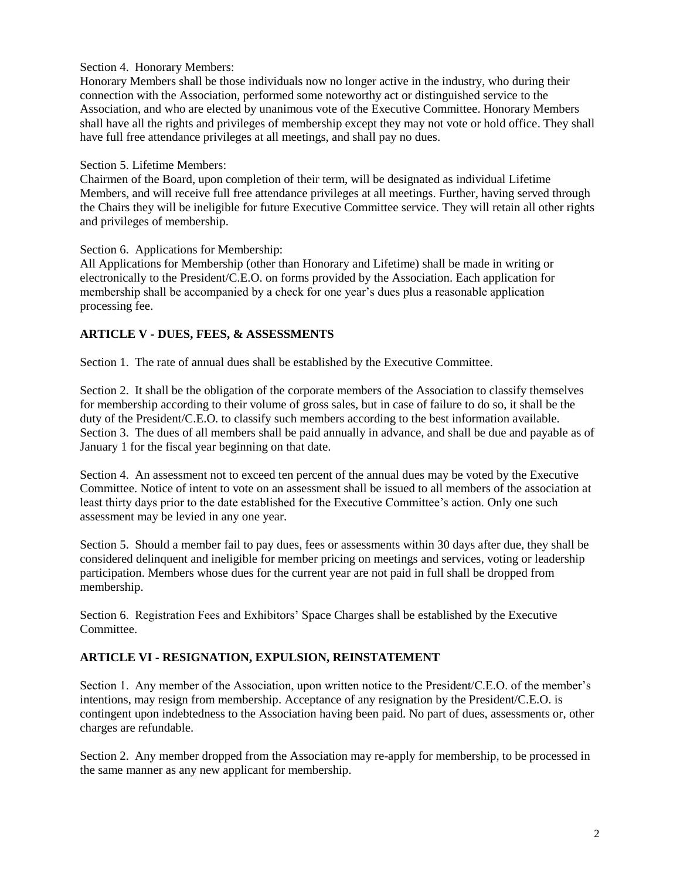Section 4. Honorary Members:
Honorary Members shall be those individuals now no longer active in the industry, who during their connection with the Association, performed some noteworthy act or distinguished service to the Association, and who are elected by unanimous vote of the Executive Committee. Honorary Members shall have all the rights and privileges of membership except they may not vote or hold office. They shall have full free attendance privileges at all meetings, and shall pay no dues.

Section 5. Lifetime Members:
Chairmen of the Board, upon completion of their term, will be designated as individual Lifetime Members, and will receive full free attendance privileges at all meetings. Further, having served through the Chairs they will be ineligible for future Executive Committee service. They will retain all other rights and privileges of membership.

Section 6. Applications for Membership:
All Applications for Membership (other than Honorary and Lifetime) shall be made in writing or electronically to the President/C.E.O. on forms provided by the Association. Each application for membership shall be accompanied by a check for one year's dues plus a reasonable application processing fee.

## ARTICLE V - DUES, FEES, & ASSESSMENTS

Section 1. The rate of annual dues shall be established by the Executive Committee.

Section 2. It shall be the obligation of the corporate members of the Association to classify themselves for membership according to their volume of gross sales, but in case of failure to do so, it shall be the duty of the President/C.E.O. to classify such members according to the best information available.
Section 3. The dues of all members shall be paid annually in advance, and shall be due and payable as of January 1 for the fiscal year beginning on that date.

Section 4. An assessment not to exceed ten percent of the annual dues may be voted by the Executive Committee. Notice of intent to vote on an assessment shall be issued to all members of the association at least thirty days prior to the date established for the Executive Committee's action. Only one such assessment may be levied in any one year.

Section 5. Should a member fail to pay dues, fees or assessments within 30 days after due, they shall be considered delinquent and ineligible for member pricing on meetings and services, voting or leadership participation. Members whose dues for the current year are not paid in full shall be dropped from membership.

Section 6. Registration Fees and Exhibitors' Space Charges shall be established by the Executive Committee.

## ARTICLE VI - RESIGNATION, EXPULSION, REINSTATEMENT

Section 1. Any member of the Association, upon written notice to the President/C.E.O. of the member's intentions, may resign from membership. Acceptance of any resignation by the President/C.E.O. is contingent upon indebtedness to the Association having been paid. No part of dues, assessments or, other charges are refundable.

Section 2. Any member dropped from the Association may re-apply for membership, to be processed in the same manner as any new applicant for membership.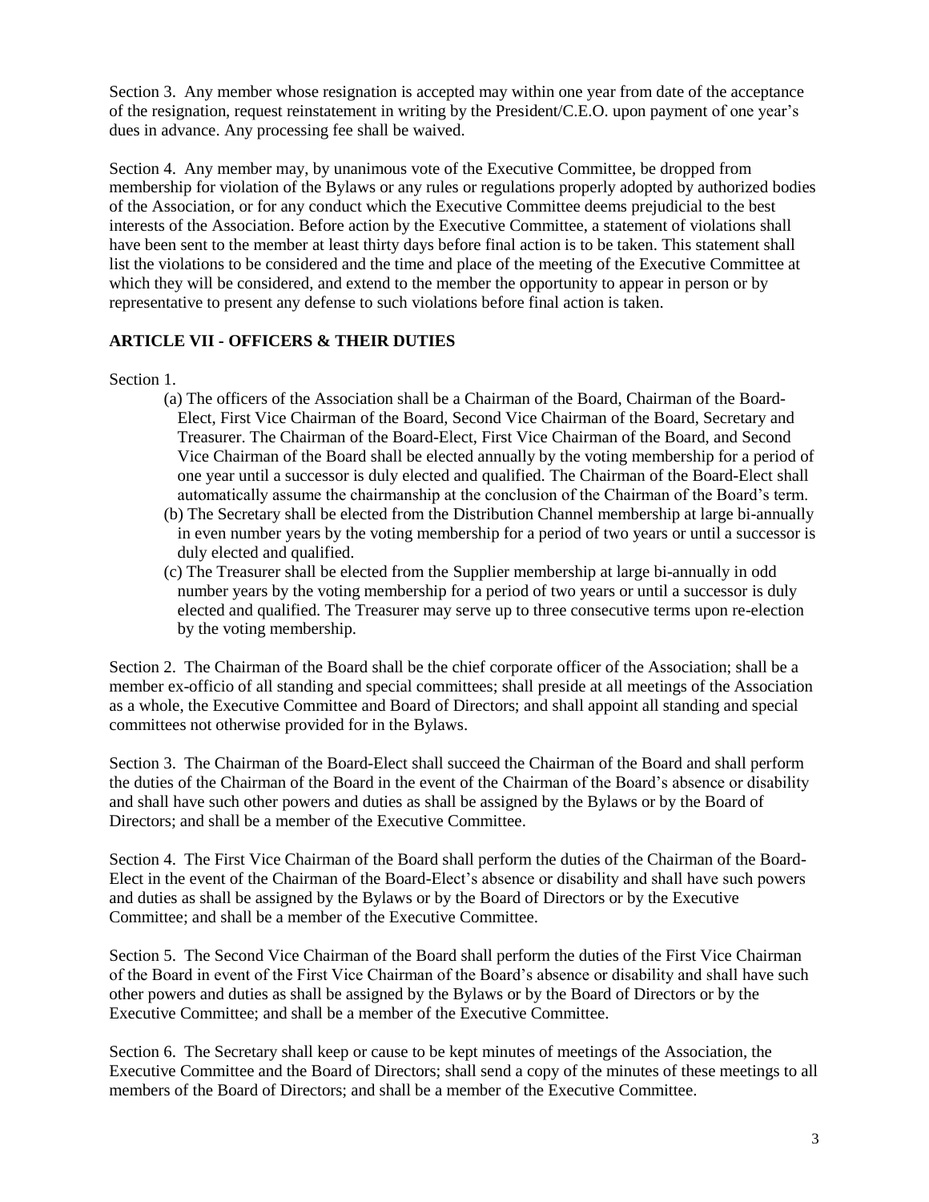Section 3. Any member whose resignation is accepted may within one year from date of the acceptance of the resignation, request reinstatement in writing by the President/C.E.O. upon payment of one year's dues in advance. Any processing fee shall be waived.

Section 4. Any member may, by unanimous vote of the Executive Committee, be dropped from membership for violation of the Bylaws or any rules or regulations properly adopted by authorized bodies of the Association, or for any conduct which the Executive Committee deems prejudicial to the best interests of the Association. Before action by the Executive Committee, a statement of violations shall have been sent to the member at least thirty days before final action is to be taken. This statement shall list the violations to be considered and the time and place of the meeting of the Executive Committee at which they will be considered, and extend to the member the opportunity to appear in person or by representative to present any defense to such violations before final action is taken.

## ARTICLE VII - OFFICERS & THEIR DUTIES

Section 1.

(a) The officers of the Association shall be a Chairman of the Board, Chairman of the Board-Elect, First Vice Chairman of the Board, Second Vice Chairman of the Board, Secretary and Treasurer. The Chairman of the Board-Elect, First Vice Chairman of the Board, and Second Vice Chairman of the Board shall be elected annually by the voting membership for a period of one year until a successor is duly elected and qualified. The Chairman of the Board-Elect shall automatically assume the chairmanship at the conclusion of the Chairman of the Board's term.

(b) The Secretary shall be elected from the Distribution Channel membership at large bi-annually in even number years by the voting membership for a period of two years or until a successor is duly elected and qualified.

(c) The Treasurer shall be elected from the Supplier membership at large bi-annually in odd number years by the voting membership for a period of two years or until a successor is duly elected and qualified. The Treasurer may serve up to three consecutive terms upon re-election by the voting membership.

Section 2. The Chairman of the Board shall be the chief corporate officer of the Association; shall be a member ex-officio of all standing and special committees; shall preside at all meetings of the Association as a whole, the Executive Committee and Board of Directors; and shall appoint all standing and special committees not otherwise provided for in the Bylaws.

Section 3. The Chairman of the Board-Elect shall succeed the Chairman of the Board and shall perform the duties of the Chairman of the Board in the event of the Chairman of the Board's absence or disability and shall have such other powers and duties as shall be assigned by the Bylaws or by the Board of Directors; and shall be a member of the Executive Committee.

Section 4. The First Vice Chairman of the Board shall perform the duties of the Chairman of the Board-Elect in the event of the Chairman of the Board-Elect's absence or disability and shall have such powers and duties as shall be assigned by the Bylaws or by the Board of Directors or by the Executive Committee; and shall be a member of the Executive Committee.

Section 5. The Second Vice Chairman of the Board shall perform the duties of the First Vice Chairman of the Board in event of the First Vice Chairman of the Board's absence or disability and shall have such other powers and duties as shall be assigned by the Bylaws or by the Board of Directors or by the Executive Committee; and shall be a member of the Executive Committee.

Section 6. The Secretary shall keep or cause to be kept minutes of meetings of the Association, the Executive Committee and the Board of Directors; shall send a copy of the minutes of these meetings to all members of the Board of Directors; and shall be a member of the Executive Committee.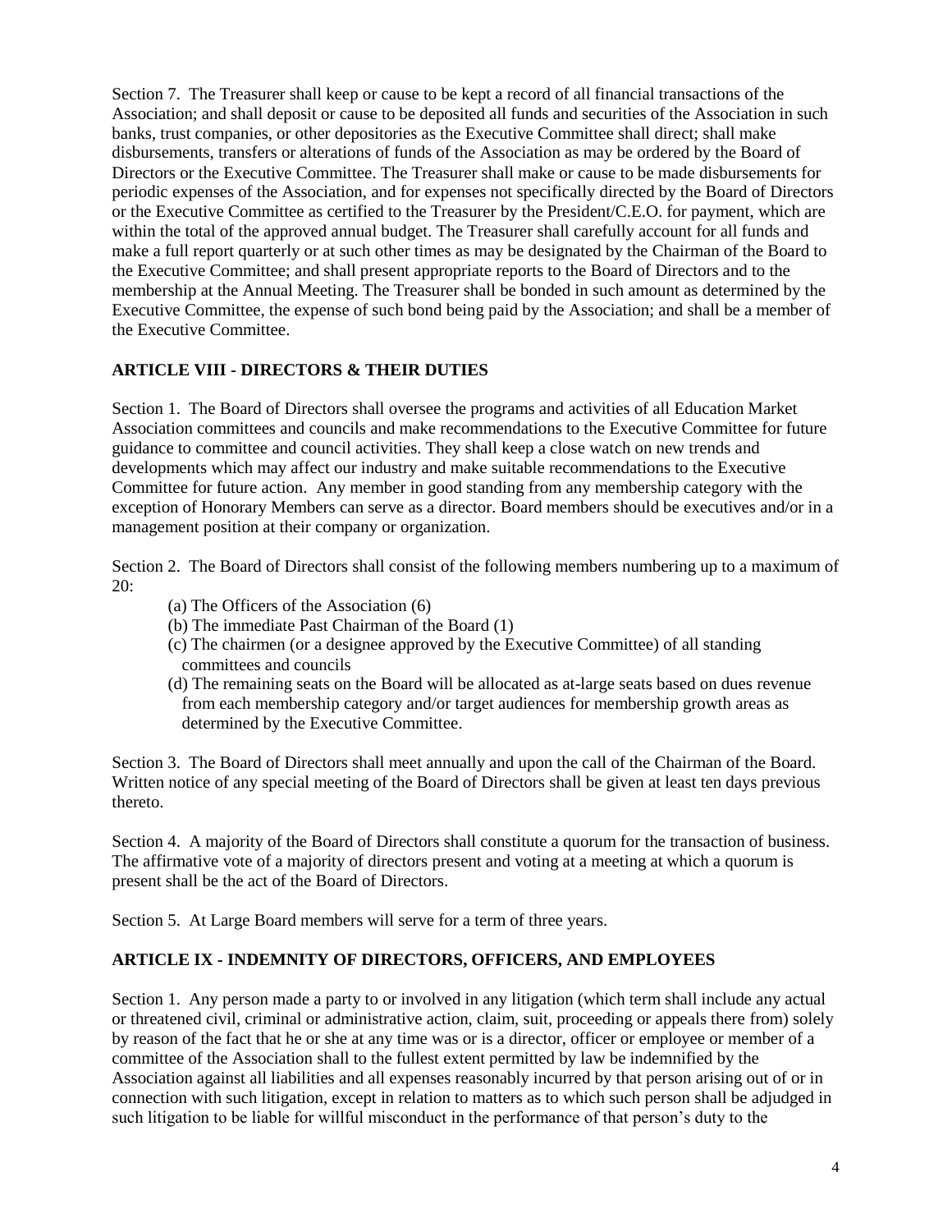Section 7. The Treasurer shall keep or cause to be kept a record of all financial transactions of the Association; and shall deposit or cause to be deposited all funds and securities of the Association in such banks, trust companies, or other depositories as the Executive Committee shall direct; shall make disbursements, transfers or alterations of funds of the Association as may be ordered by the Board of Directors or the Executive Committee. The Treasurer shall make or cause to be made disbursements for periodic expenses of the Association, and for expenses not specifically directed by the Board of Directors or the Executive Committee as certified to the Treasurer by the President/C.E.O. for payment, which are within the total of the approved annual budget. The Treasurer shall carefully account for all funds and make a full report quarterly or at such other times as may be designated by the Chairman of the Board to the Executive Committee; and shall present appropriate reports to the Board of Directors and to the membership at the Annual Meeting. The Treasurer shall be bonded in such amount as determined by the Executive Committee, the expense of such bond being paid by the Association; and shall be a member of the Executive Committee.

## ARTICLE VIII - DIRECTORS & THEIR DUTIES

Section 1. The Board of Directors shall oversee the programs and activities of all Education Market Association committees and councils and make recommendations to the Executive Committee for future guidance to committee and council activities. They shall keep a close watch on new trends and developments which may affect our industry and make suitable recommendations to the Executive Committee for future action. Any member in good standing from any membership category with the exception of Honorary Members can serve as a director. Board members should be executives and/or in a management position at their company or organization.

Section 2. The Board of Directors shall consist of the following members numbering up to a maximum of 20:

- (a) The Officers of the Association (6)
- (b) The immediate Past Chairman of the Board (1)
- (c) The chairmen (or a designee approved by the Executive Committee) of all standing committees and councils
- (d) The remaining seats on the Board will be allocated as at-large seats based on dues revenue from each membership category and/or target audiences for membership growth areas as determined by the Executive Committee.

Section 3. The Board of Directors shall meet annually and upon the call of the Chairman of the Board. Written notice of any special meeting of the Board of Directors shall be given at least ten days previous thereto.

Section 4. A majority of the Board of Directors shall constitute a quorum for the transaction of business. The affirmative vote of a majority of directors present and voting at a meeting at which a quorum is present shall be the act of the Board of Directors.

Section 5. At Large Board members will serve for a term of three years.

## ARTICLE IX - INDEMNITY OF DIRECTORS, OFFICERS, AND EMPLOYEES

Section 1. Any person made a party to or involved in any litigation (which term shall include any actual or threatened civil, criminal or administrative action, claim, suit, proceeding or appeals there from) solely by reason of the fact that he or she at any time was or is a director, officer or employee or member of a committee of the Association shall to the fullest extent permitted by law be indemnified by the Association against all liabilities and all expenses reasonably incurred by that person arising out of or in connection with such litigation, except in relation to matters as to which such person shall be adjudged in such litigation to be liable for willful misconduct in the performance of that person's duty to the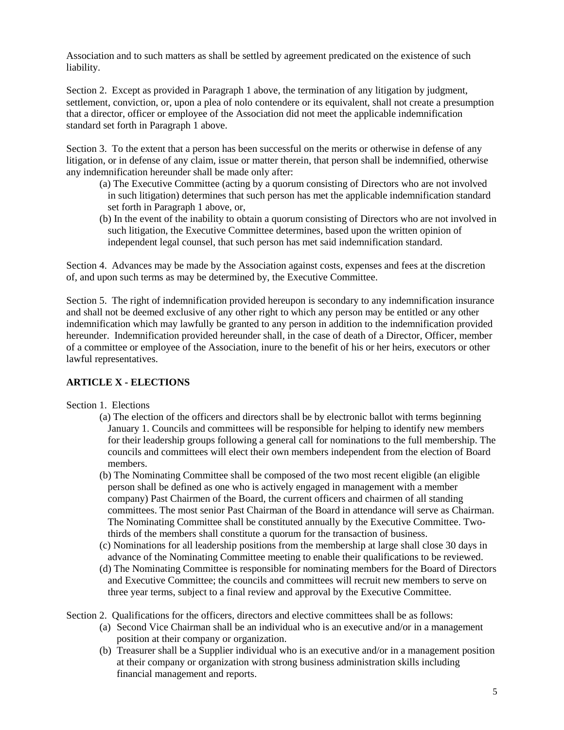Association and to such matters as shall be settled by agreement predicated on the existence of such liability.

Section 2. Except as provided in Paragraph 1 above, the termination of any litigation by judgment, settlement, conviction, or, upon a plea of nolo contendere or its equivalent, shall not create a presumption that a director, officer or employee of the Association did not meet the applicable indemnification standard set forth in Paragraph 1 above.

Section 3. To the extent that a person has been successful on the merits or otherwise in defense of any litigation, or in defense of any claim, issue or matter therein, that person shall be indemnified, otherwise any indemnification hereunder shall be made only after:

(a) The Executive Committee (acting by a quorum consisting of Directors who are not involved in such litigation) determines that such person has met the applicable indemnification standard set forth in Paragraph 1 above, or,

(b) In the event of the inability to obtain a quorum consisting of Directors who are not involved in such litigation, the Executive Committee determines, based upon the written opinion of independent legal counsel, that such person has met said indemnification standard.

Section 4. Advances may be made by the Association against costs, expenses and fees at the discretion of, and upon such terms as may be determined by, the Executive Committee.

Section 5. The right of indemnification provided hereupon is secondary to any indemnification insurance and shall not be deemed exclusive of any other right to which any person may be entitled or any other indemnification which may lawfully be granted to any person in addition to the indemnification provided hereunder. Indemnification provided hereunder shall, in the case of death of a Director, Officer, member of a committee or employee of the Association, inure to the benefit of his or her heirs, executors or other lawful representatives.

## ARTICLE X - ELECTIONS

Section 1. Elections

(a) The election of the officers and directors shall be by electronic ballot with terms beginning January 1. Councils and committees will be responsible for helping to identify new members for their leadership groups following a general call for nominations to the full membership. The councils and committees will elect their own members independent from the election of Board members.

(b) The Nominating Committee shall be composed of the two most recent eligible (an eligible person shall be defined as one who is actively engaged in management with a member company) Past Chairmen of the Board, the current officers and chairmen of all standing committees. The most senior Past Chairman of the Board in attendance will serve as Chairman. The Nominating Committee shall be constituted annually by the Executive Committee. Two-thirds of the members shall constitute a quorum for the transaction of business.

(c) Nominations for all leadership positions from the membership at large shall close 30 days in advance of the Nominating Committee meeting to enable their qualifications to be reviewed.

(d) The Nominating Committee is responsible for nominating members for the Board of Directors and Executive Committee; the councils and committees will recruit new members to serve on three year terms, subject to a final review and approval by the Executive Committee.

Section 2. Qualifications for the officers, directors and elective committees shall be as follows:

(a) Second Vice Chairman shall be an individual who is an executive and/or in a management position at their company or organization.

(b) Treasurer shall be a Supplier individual who is an executive and/or in a management position at their company or organization with strong business administration skills including financial management and reports.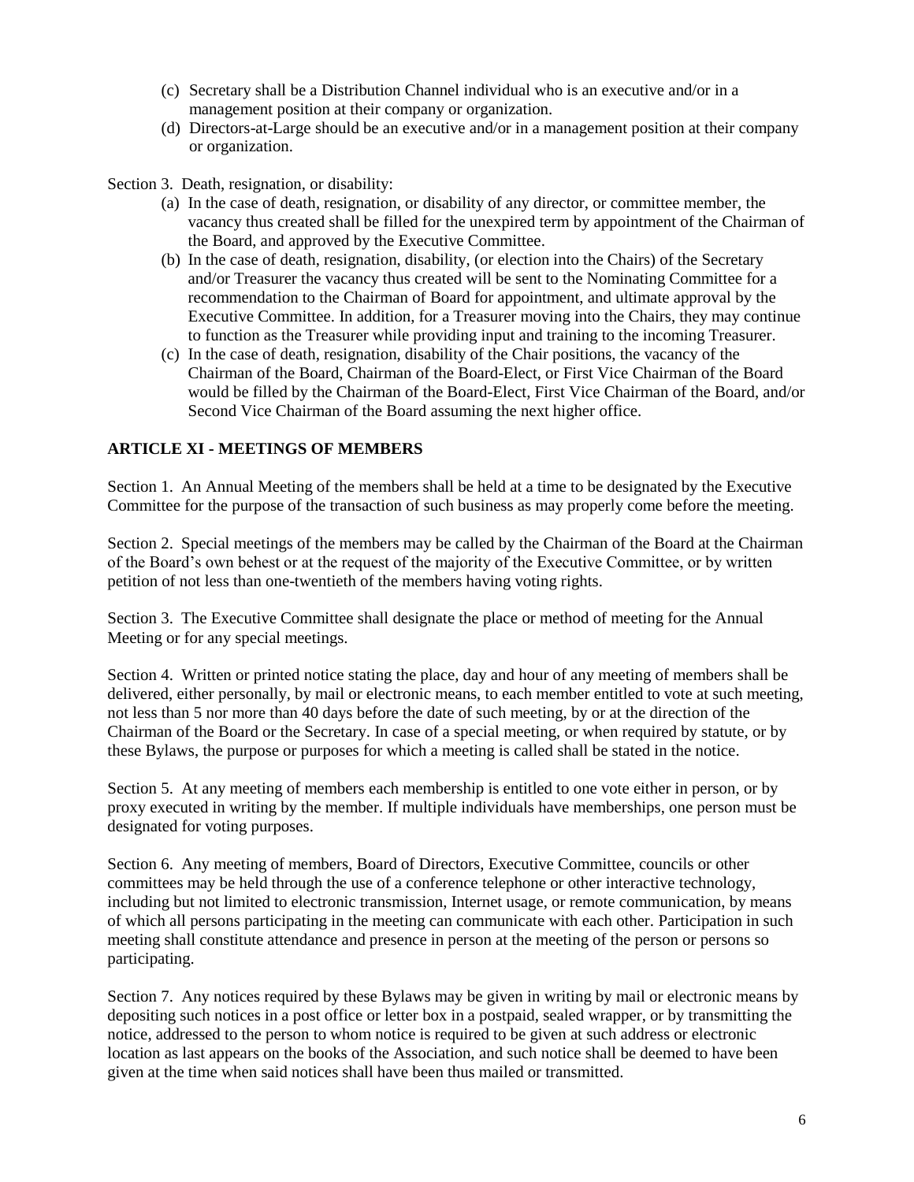(c) Secretary shall be a Distribution Channel individual who is an executive and/or in a management position at their company or organization.

(d) Directors-at-Large should be an executive and/or in a management position at their company or organization.

Section 3. Death, resignation, or disability:

(a) In the case of death, resignation, or disability of any director, or committee member, the vacancy thus created shall be filled for the unexpired term by appointment of the Chairman of the Board, and approved by the Executive Committee.

(b) In the case of death, resignation, disability, (or election into the Chairs) of the Secretary and/or Treasurer the vacancy thus created will be sent to the Nominating Committee for a recommendation to the Chairman of Board for appointment, and ultimate approval by the Executive Committee. In addition, for a Treasurer moving into the Chairs, they may continue to function as the Treasurer while providing input and training to the incoming Treasurer.

(c) In the case of death, resignation, disability of the Chair positions, the vacancy of the Chairman of the Board, Chairman of the Board-Elect, or First Vice Chairman of the Board would be filled by the Chairman of the Board-Elect, First Vice Chairman of the Board, and/or Second Vice Chairman of the Board assuming the next higher office.

## ARTICLE XI - MEETINGS OF MEMBERS

Section 1. An Annual Meeting of the members shall be held at a time to be designated by the Executive Committee for the purpose of the transaction of such business as may properly come before the meeting.

Section 2. Special meetings of the members may be called by the Chairman of the Board at the Chairman of the Board's own behest or at the request of the majority of the Executive Committee, or by written petition of not less than one-twentieth of the members having voting rights.

Section 3. The Executive Committee shall designate the place or method of meeting for the Annual Meeting or for any special meetings.

Section 4. Written or printed notice stating the place, day and hour of any meeting of members shall be delivered, either personally, by mail or electronic means, to each member entitled to vote at such meeting, not less than 5 nor more than 40 days before the date of such meeting, by or at the direction of the Chairman of the Board or the Secretary. In case of a special meeting, or when required by statute, or by these Bylaws, the purpose or purposes for which a meeting is called shall be stated in the notice.

Section 5. At any meeting of members each membership is entitled to one vote either in person, or by proxy executed in writing by the member. If multiple individuals have memberships, one person must be designated for voting purposes.

Section 6. Any meeting of members, Board of Directors, Executive Committee, councils or other committees may be held through the use of a conference telephone or other interactive technology, including but not limited to electronic transmission, Internet usage, or remote communication, by means of which all persons participating in the meeting can communicate with each other. Participation in such meeting shall constitute attendance and presence in person at the meeting of the person or persons so participating.

Section 7. Any notices required by these Bylaws may be given in writing by mail or electronic means by depositing such notices in a post office or letter box in a postpaid, sealed wrapper, or by transmitting the notice, addressed to the person to whom notice is required to be given at such address or electronic location as last appears on the books of the Association, and such notice shall be deemed to have been given at the time when said notices shall have been thus mailed or transmitted.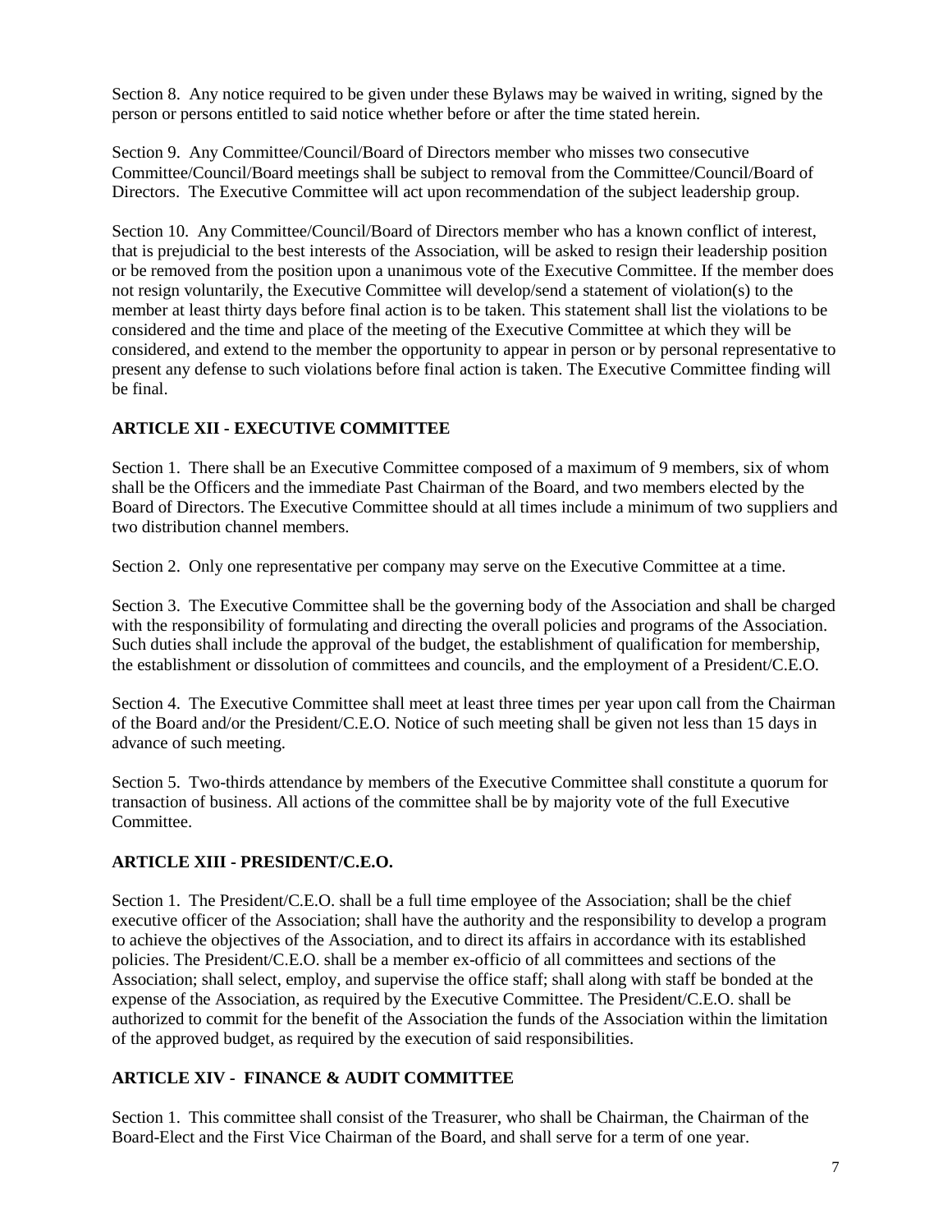Section 8. Any notice required to be given under these Bylaws may be waived in writing, signed by the person or persons entitled to said notice whether before or after the time stated herein.

Section 9. Any Committee/Council/Board of Directors member who misses two consecutive Committee/Council/Board meetings shall be subject to removal from the Committee/Council/Board of Directors. The Executive Committee will act upon recommendation of the subject leadership group.

Section 10. Any Committee/Council/Board of Directors member who has a known conflict of interest, that is prejudicial to the best interests of the Association, will be asked to resign their leadership position or be removed from the position upon a unanimous vote of the Executive Committee. If the member does not resign voluntarily, the Executive Committee will develop/send a statement of violation(s) to the member at least thirty days before final action is to be taken. This statement shall list the violations to be considered and the time and place of the meeting of the Executive Committee at which they will be considered, and extend to the member the opportunity to appear in person or by personal representative to present any defense to such violations before final action is taken. The Executive Committee finding will be final.

## ARTICLE XII - EXECUTIVE COMMITTEE

Section 1. There shall be an Executive Committee composed of a maximum of 9 members, six of whom shall be the Officers and the immediate Past Chairman of the Board, and two members elected by the Board of Directors. The Executive Committee should at all times include a minimum of two suppliers and two distribution channel members.

Section 2. Only one representative per company may serve on the Executive Committee at a time.

Section 3. The Executive Committee shall be the governing body of the Association and shall be charged with the responsibility of formulating and directing the overall policies and programs of the Association. Such duties shall include the approval of the budget, the establishment of qualification for membership, the establishment or dissolution of committees and councils, and the employment of a President/C.E.O.

Section 4. The Executive Committee shall meet at least three times per year upon call from the Chairman of the Board and/or the President/C.E.O. Notice of such meeting shall be given not less than 15 days in advance of such meeting.

Section 5. Two-thirds attendance by members of the Executive Committee shall constitute a quorum for transaction of business. All actions of the committee shall be by majority vote of the full Executive Committee.

## ARTICLE XIII - PRESIDENT/C.E.O.

Section 1. The President/C.E.O. shall be a full time employee of the Association; shall be the chief executive officer of the Association; shall have the authority and the responsibility to develop a program to achieve the objectives of the Association, and to direct its affairs in accordance with its established policies. The President/C.E.O. shall be a member ex-officio of all committees and sections of the Association; shall select, employ, and supervise the office staff; shall along with staff be bonded at the expense of the Association, as required by the Executive Committee. The President/C.E.O. shall be authorized to commit for the benefit of the Association the funds of the Association within the limitation of the approved budget, as required by the execution of said responsibilities.

## ARTICLE XIV - FINANCE & AUDIT COMMITTEE

Section 1. This committee shall consist of the Treasurer, who shall be Chairman, the Chairman of the Board-Elect and the First Vice Chairman of the Board, and shall serve for a term of one year.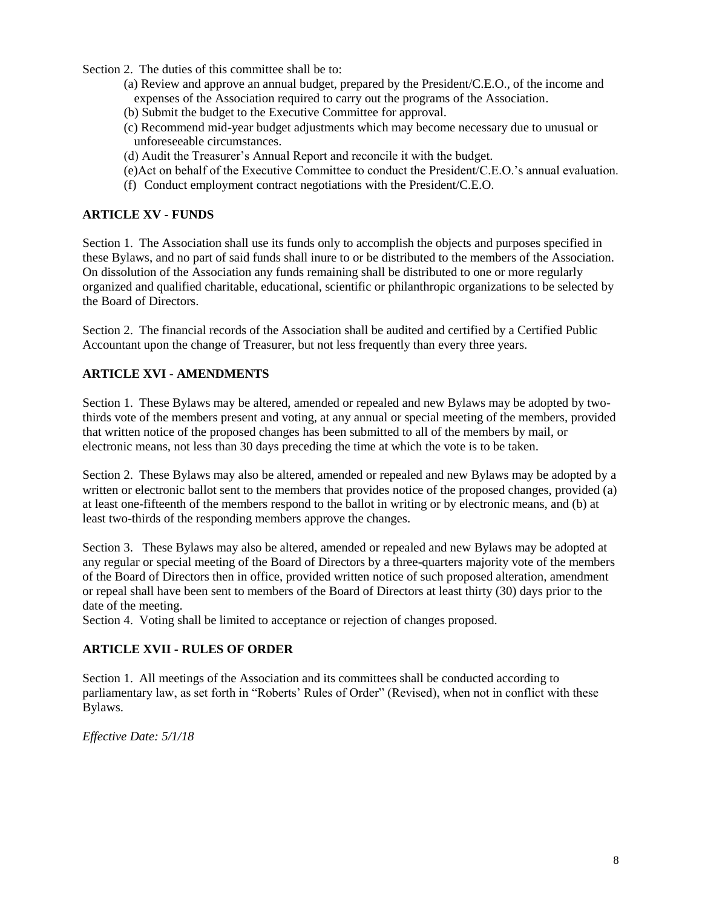Section 2. The duties of this committee shall be to:

(a) Review and approve an annual budget, prepared by the President/C.E.O., of the income and expenses of the Association required to carry out the programs of the Association.
(b) Submit the budget to the Executive Committee for approval.
(c) Recommend mid-year budget adjustments which may become necessary due to unusual or unforeseeable circumstances.
(d) Audit the Treasurer's Annual Report and reconcile it with the budget.
(e)Act on behalf of the Executive Committee to conduct the President/C.E.O.'s annual evaluation.
(f) Conduct employment contract negotiations with the President/C.E.O.

**ARTICLE XV - FUNDS**

Section 1. The Association shall use its funds only to accomplish the objects and purposes specified in these Bylaws, and no part of said funds shall inure to or be distributed to the members of the Association. On dissolution of the Association any funds remaining shall be distributed to one or more regularly organized and qualified charitable, educational, scientific or philanthropic organizations to be selected by the Board of Directors.

Section 2. The financial records of the Association shall be audited and certified by a Certified Public Accountant upon the change of Treasurer, but not less frequently than every three years.

**ARTICLE XVI - AMENDMENTS**

Section 1. These Bylaws may be altered, amended or repealed and new Bylaws may be adopted by two-thirds vote of the members present and voting, at any annual or special meeting of the members, provided that written notice of the proposed changes has been submitted to all of the members by mail, or electronic means, not less than 30 days preceding the time at which the vote is to be taken.

Section 2. These Bylaws may also be altered, amended or repealed and new Bylaws may be adopted by a written or electronic ballot sent to the members that provides notice of the proposed changes, provided (a) at least one-fifteenth of the members respond to the ballot in writing or by electronic means, and (b) at least two-thirds of the responding members approve the changes.

Section 3. These Bylaws may also be altered, amended or repealed and new Bylaws may be adopted at any regular or special meeting of the Board of Directors by a three-quarters majority vote of the members of the Board of Directors then in office, provided written notice of such proposed alteration, amendment or repeal shall have been sent to members of the Board of Directors at least thirty (30) days prior to the date of the meeting.

Section 4. Voting shall be limited to acceptance or rejection of changes proposed.

**ARTICLE XVII - RULES OF ORDER**

Section 1. All meetings of the Association and its committees shall be conducted according to parliamentary law, as set forth in "Roberts' Rules of Order" (Revised), when not in conflict with these Bylaws.

*Effective Date: 5/1/18*